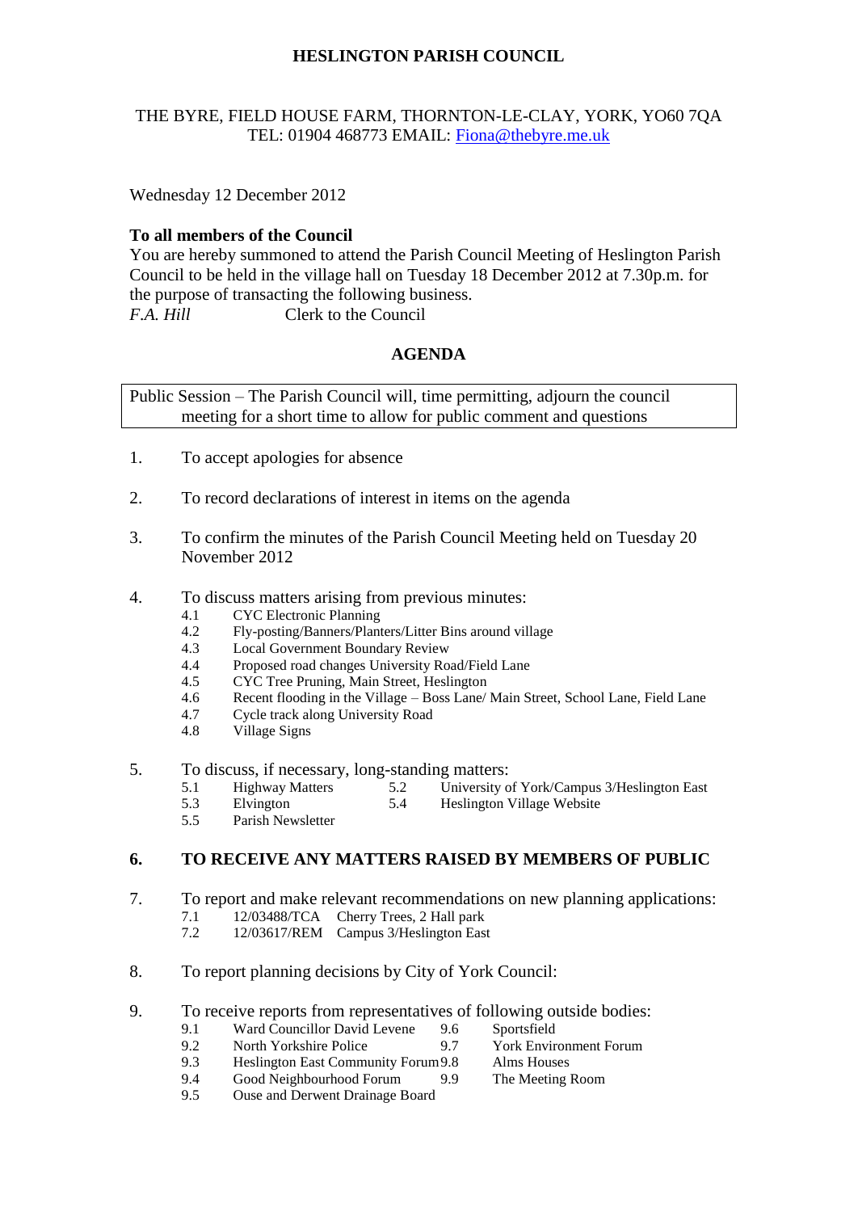# HESLINGTON PARISH COUNCIL

THE BYRE, FIELD HOUSE FARM, THORNTON-LE-CLAY, YORK, YO60 7QA
TEL: 01904 468773 EMAIL: Fiona@thebyre.me.uk

Wednesday 12 December 2012

**To all members of the Council**
You are hereby summoned to attend the Parish Council Meeting of Heslington Parish Council to be held in the village hall on Tuesday 18 December 2012 at 7.30p.m. for the purpose of transacting the following business.
*F.A. Hill* Clerk to the Council

## AGENDA

Public Session – The Parish Council will, time permitting, adjourn the council meeting for a short time to allow for public comment and questions

1. To accept apologies for absence

2. To record declarations of interest in items on the agenda

3. To confirm the minutes of the Parish Council Meeting held on Tuesday 20 November 2012

4. To discuss matters arising from previous minutes:
   - 4.1 CYC Electronic Planning
   - 4.2 Fly-posting/Banners/Planters/Litter Bins around village
   - 4.3 Local Government Boundary Review
   - 4.4 Proposed road changes University Road/Field Lane
   - 4.5 CYC Tree Pruning, Main Street, Heslington
   - 4.6 Recent flooding in the Village – Boss Lane/ Main Street, School Lane, Field Lane
   - 4.7 Cycle track along University Road
   - 4.8 Village Signs

5. To discuss, if necessary, long-standing matters:
   - 5.1 Highway Matters
   - 5.2 University of York/Campus 3/Heslington East
   - 5.3 Elvington
   - 5.4 Heslington Village Website
   - 5.5 Parish Newsletter

6. **TO RECEIVE ANY MATTERS RAISED BY MEMBERS OF PUBLIC**

7. To report and make relevant recommendations on new planning applications:
   - 7.1 12/03488/TCA Cherry Trees, 2 Hall park
   - 7.2 12/03617/REM Campus 3/Heslington East

8. To report planning decisions by City of York Council:

9. To receive reports from representatives of following outside bodies:
   - 9.1 Ward Councillor David Levene
   - 9.2 North Yorkshire Police
   - 9.3 Heslington East Community Forum
   - 9.4 Good Neighbourhood Forum
   - 9.5 Ouse and Derwent Drainage Board
   - 9.6 Sportsfield
   - 9.7 York Environment Forum
   - 9.8 Alms Houses
   - 9.9 The Meeting Room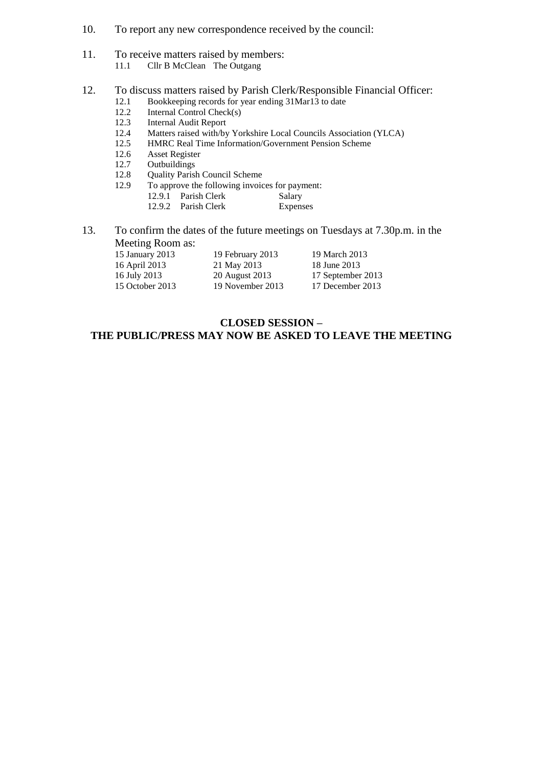10. To report any new correspondence received by the council:

11. To receive matters raised by members:
    - 11.1 Cllr B McClean The Outgang

12. To discuss matters raised by Parish Clerk/Responsible Financial Officer:
    - 12.1 Bookkeeping records for year ending 31Mar13 to date
    - 12.2 Internal Control Check(s)
    - 12.3 Internal Audit Report
    - 12.4 Matters raised with/by Yorkshire Local Councils Association (YLCA)
    - 12.5 HMRC Real Time Information/Government Pension Scheme
    - 12.6 Asset Register
    - 12.7 Outbuildings
    - 12.8 Quality Parish Council Scheme
    - 12.9 To approve the following invoices for payment:
        - 12.9.1 Parish Clerk Salary
        - 12.9.2 Parish Clerk Expenses

13. To confirm the dates of the future meetings on Tuesdays at 7.30p.m. in the Meeting Room as:

| | | |
|---|---|---|
| 15 January 2013 | 19 February 2013 | 19 March 2013 |
| 16 April 2013 | 21 May 2013 | 18 June 2013 |
| 16 July 2013 | 20 August 2013 | 17 September 2013 |
| 15 October 2013 | 19 November 2013 | 17 December 2013 |

**CLOSED SESSION –**
**THE PUBLIC/PRESS MAY NOW BE ASKED TO LEAVE THE MEETING**